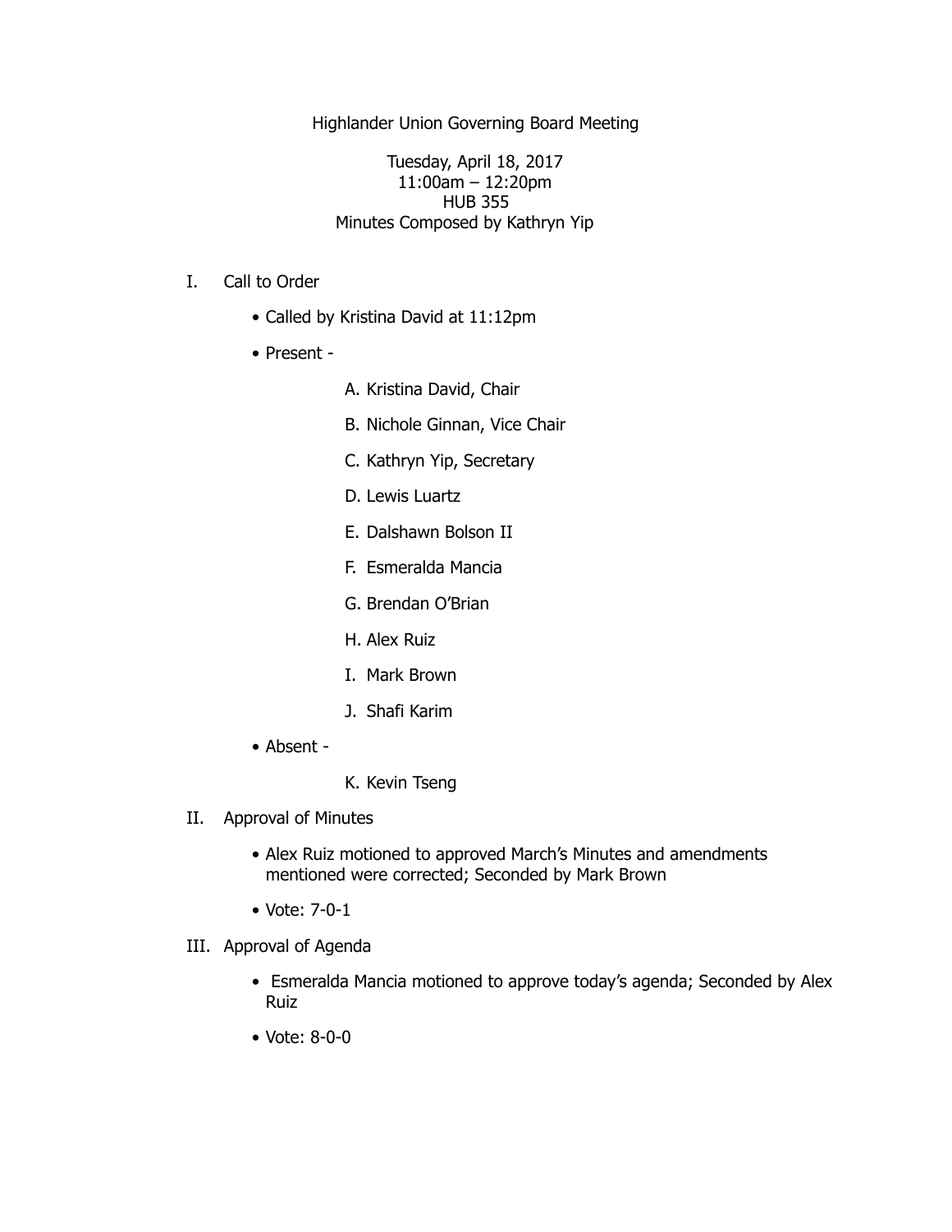Highlander Union Governing Board Meeting

Tuesday, April 18, 2017
11:00am – 12:20pm
HUB 355
Minutes Composed by Kathryn Yip

I. Call to Order

- Called by Kristina David at 11:12pm
- Present -

  A. Kristina David, Chair
  
  B. Nichole Ginnan, Vice Chair
  
  C. Kathryn Yip, Secretary
  
  D. Lewis Luartz
  
  E. Dalshawn Bolson II
  
  F. Esmeralda Mancia
  
  G. Brendan O'Brian
  
  H. Alex Ruiz
  
  I. Mark Brown
  
  J. Shafi Karim

- Absent -

  K. Kevin Tseng

II. Approval of Minutes

- Alex Ruiz motioned to approved March's Minutes and amendments mentioned were corrected; Seconded by Mark Brown
- Vote: 7-0-1

III. Approval of Agenda

- Esmeralda Mancia motioned to approve today's agenda; Seconded by Alex Ruiz
- Vote: 8-0-0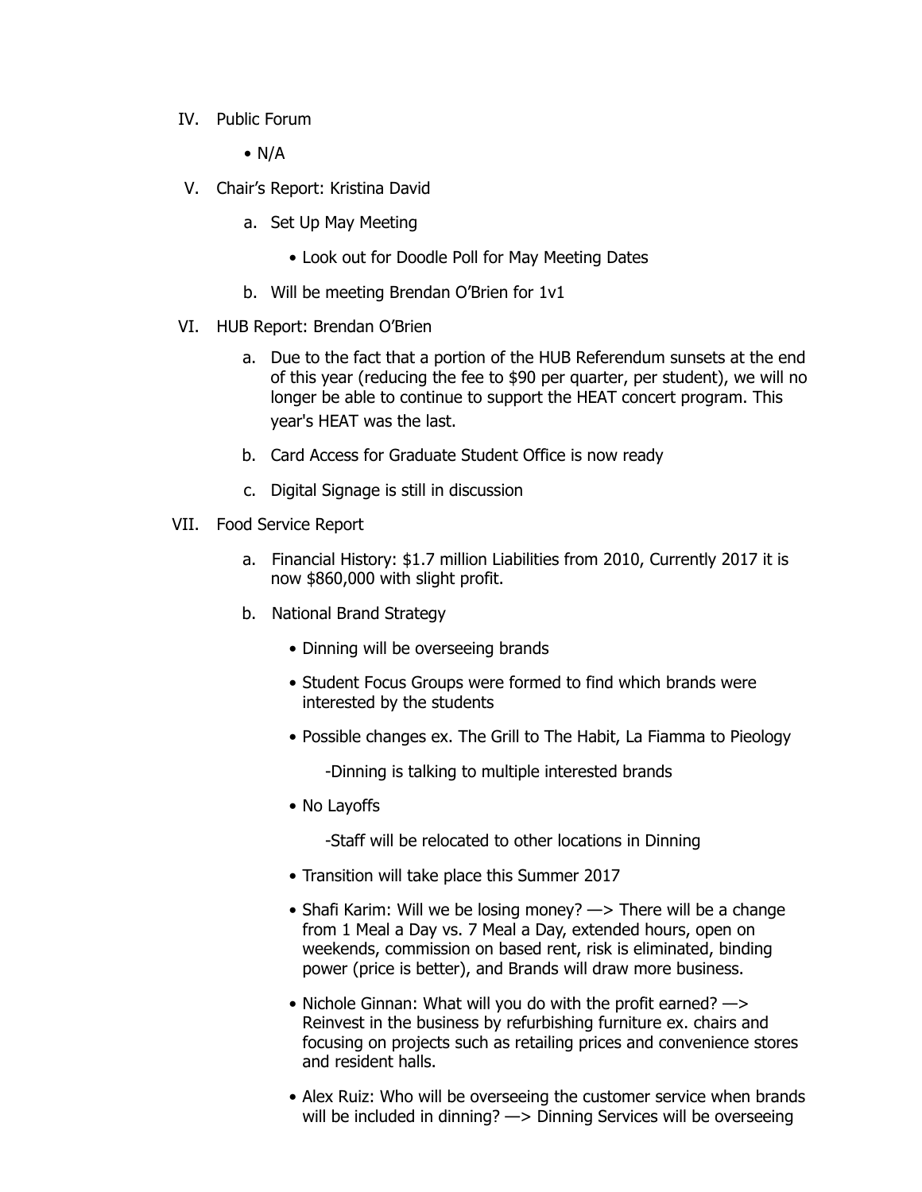IV. Public Forum

- N/A

V. Chair's Report: Kristina David

a. Set Up May Meeting

- Look out for Doodle Poll for May Meeting Dates

b. Will be meeting Brendan O'Brien for 1v1

VI. HUB Report: Brendan O'Brien

a. Due to the fact that a portion of the HUB Referendum sunsets at the end of this year (reducing the fee to $90 per quarter, per student), we will no longer be able to continue to support the HEAT concert program. This year's HEAT was the last.

b. Card Access for Graduate Student Office is now ready

c. Digital Signage is still in discussion

VII. Food Service Report

a. Financial History: $1.7 million Liabilities from 2010, Currently 2017 it is now $860,000 with slight profit.

b. National Brand Strategy

- Dinning will be overseeing brands
- Student Focus Groups were formed to find which brands were interested by the students
- Possible changes ex. The Grill to The Habit, La Fiamma to Pieology

  -Dinning is talking to multiple interested brands

- No Layoffs

  -Staff will be relocated to other locations in Dinning

- Transition will take place this Summer 2017
- Shafi Karim: Will we be losing money? —> There will be a change from 1 Meal a Day vs. 7 Meal a Day, extended hours, open on weekends, commission on based rent, risk is eliminated, binding power (price is better), and Brands will draw more business.
- Nichole Ginnan: What will you do with the profit earned? —> Reinvest in the business by refurbishing furniture ex. chairs and focusing on projects such as retailing prices and convenience stores and resident halls.
- Alex Ruiz: Who will be overseeing the customer service when brands will be included in dinning? —> Dinning Services will be overseeing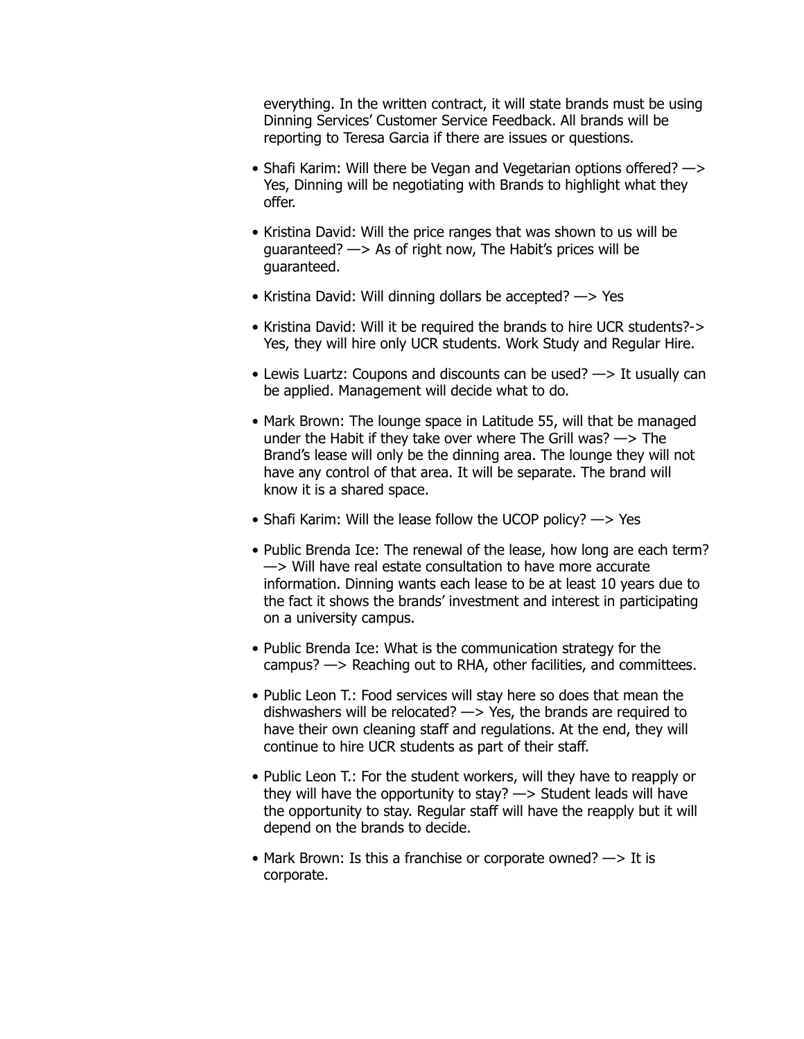everything. In the written contract, it will state brands must be using Dinning Services' Customer Service Feedback. All brands will be reporting to Teresa Garcia if there are issues or questions.

- Shafi Karim: Will there be Vegan and Vegetarian options offered? —> Yes, Dinning will be negotiating with Brands to highlight what they offer.
- Kristina David: Will the price ranges that was shown to us will be guaranteed? —> As of right now, The Habit's prices will be guaranteed.
- Kristina David: Will dinning dollars be accepted? —> Yes
- Kristina David: Will it be required the brands to hire UCR students?-> Yes, they will hire only UCR students. Work Study and Regular Hire.
- Lewis Luartz: Coupons and discounts can be used? —> It usually can be applied. Management will decide what to do.
- Mark Brown: The lounge space in Latitude 55, will that be managed under the Habit if they take over where The Grill was? —> The Brand's lease will only be the dinning area. The lounge they will not have any control of that area. It will be separate. The brand will know it is a shared space.
- Shafi Karim: Will the lease follow the UCOP policy? —> Yes
- Public Brenda Ice: The renewal of the lease, how long are each term? —> Will have real estate consultation to have more accurate information. Dinning wants each lease to be at least 10 years due to the fact it shows the brands' investment and interest in participating on a university campus.
- Public Brenda Ice: What is the communication strategy for the campus? —> Reaching out to RHA, other facilities, and committees.
- Public Leon T.: Food services will stay here so does that mean the dishwashers will be relocated? —> Yes, the brands are required to have their own cleaning staff and regulations. At the end, they will continue to hire UCR students as part of their staff.
- Public Leon T.: For the student workers, will they have to reapply or they will have the opportunity to stay? —> Student leads will have the opportunity to stay. Regular staff will have the reapply but it will depend on the brands to decide.
- Mark Brown: Is this a franchise or corporate owned? —> It is corporate.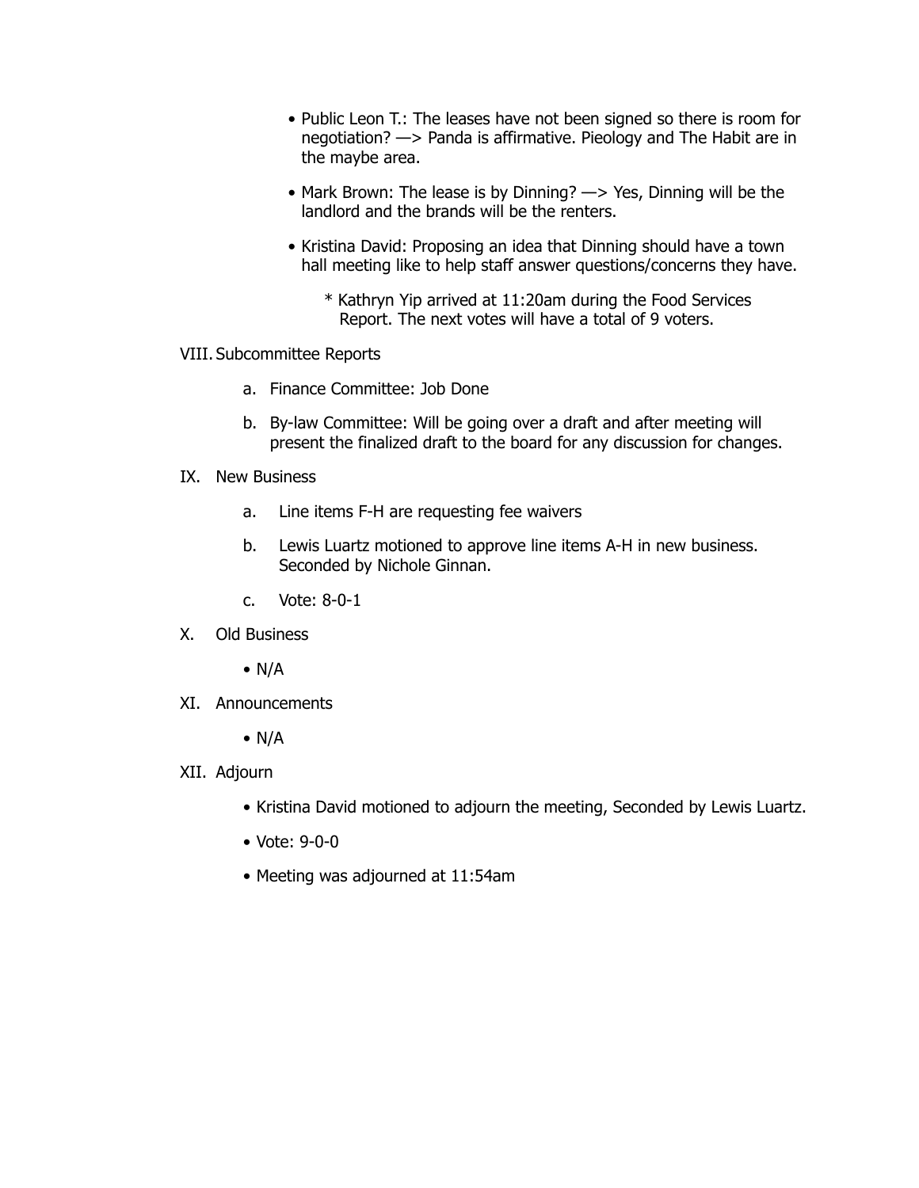- Public Leon T.: The leases have not been signed so there is room for negotiation? —> Panda is affirmative. Pieology and The Habit are in the maybe area.
- Mark Brown: The lease is by Dinning? —> Yes, Dinning will be the landlord and the brands will be the renters.
- Kristina David: Proposing an idea that Dinning should have a town hall meeting like to help staff answer questions/concerns they have.

  * Kathryn Yip arrived at 11:20am during the Food Services Report. The next votes will have a total of 9 voters.

VIII. Subcommittee Reports

a. Finance Committee: Job Done

b. By-law Committee: Will be going over a draft and after meeting will present the finalized draft to the board for any discussion for changes.

IX. New Business

a. Line items F-H are requesting fee waivers

b. Lewis Luartz motioned to approve line items A-H in new business. Seconded by Nichole Ginnan.

c. Vote: 8-0-1

X. Old Business

- N/A

XI. Announcements

- N/A

XII. Adjourn

- Kristina David motioned to adjourn the meeting, Seconded by Lewis Luartz.
- Vote: 9-0-0
- Meeting was adjourned at 11:54am